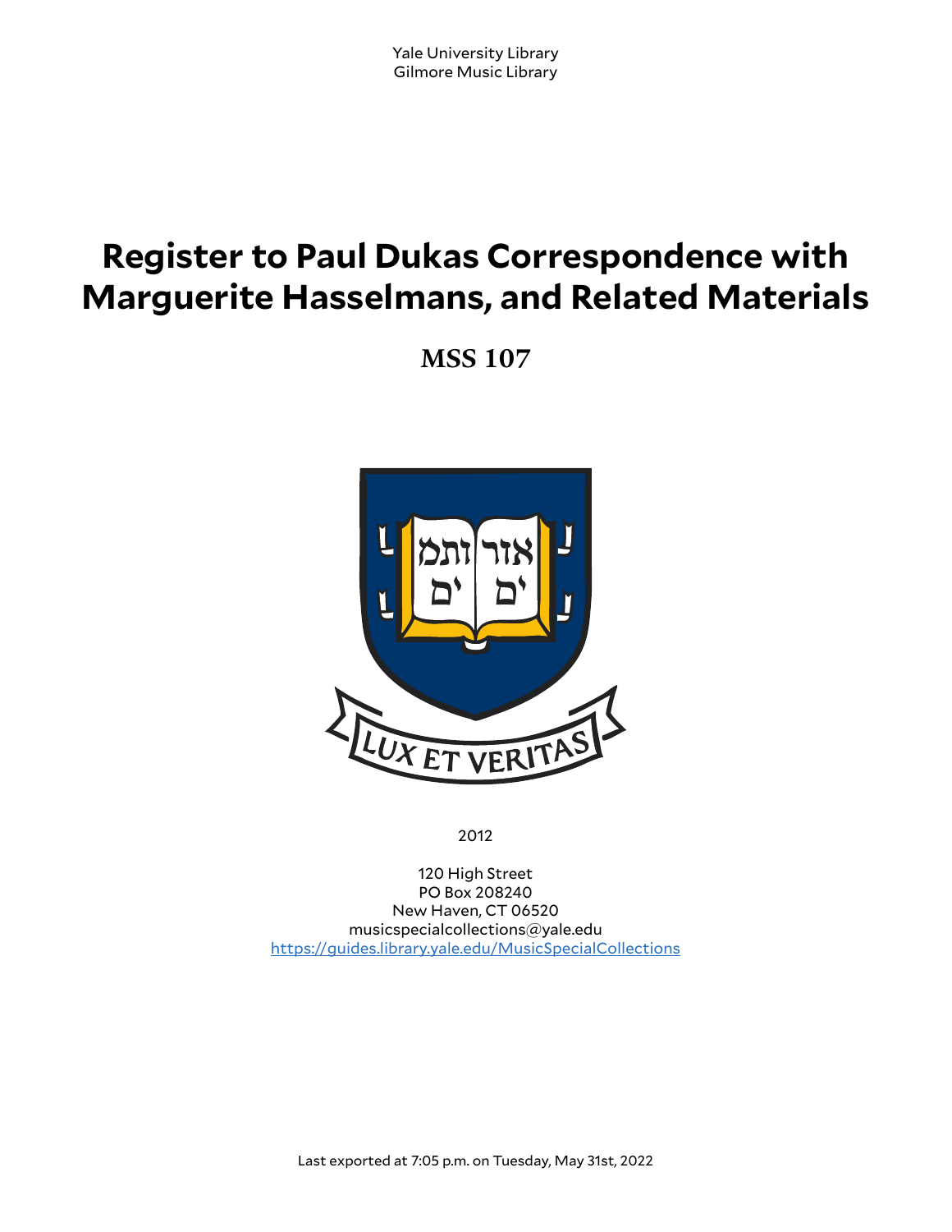Yale University Library
Gilmore Music Library

# Register to Paul Dukas Correspondence with Marguerite Hasselmans, and Related Materials

## MSS 107

2012

120 High Street
PO Box 208240
New Haven, CT 06520
musicspecialcollections@yale.edu
https://guides.library.yale.edu/MusicSpecialCollections

Last exported at 7:05 p.m. on Tuesday, May 31st, 2022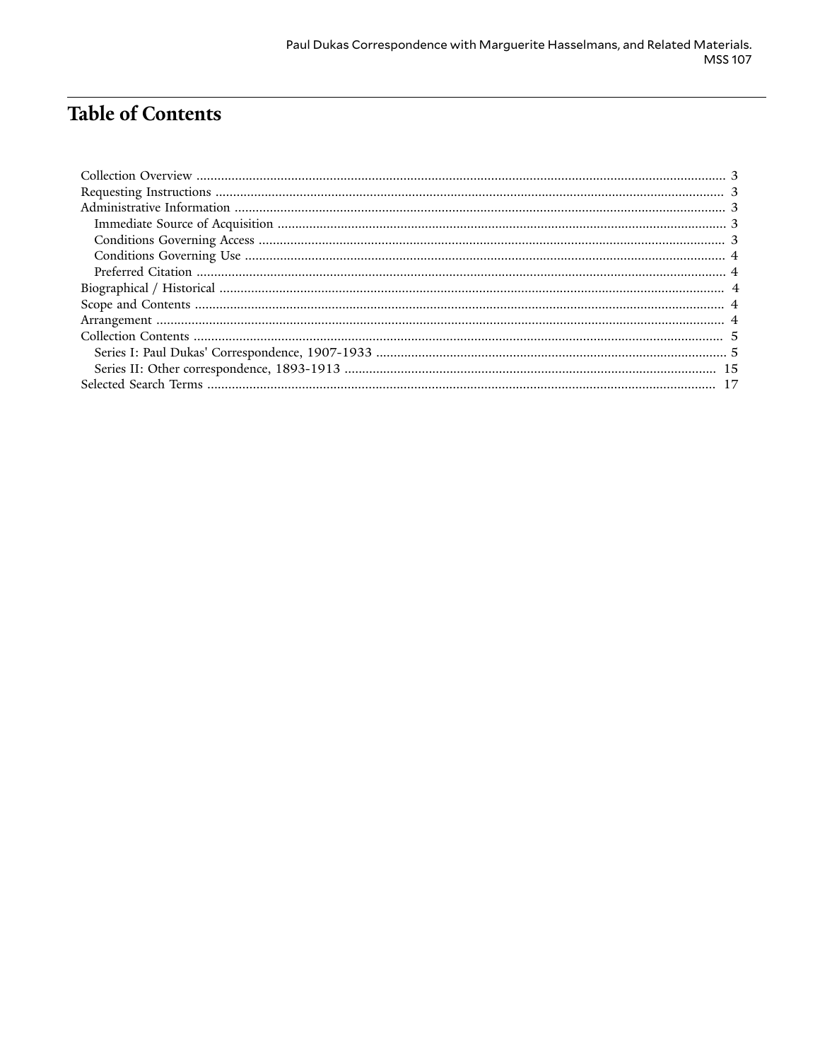# Table of Contents

- Collection Overview ..... 3
- Requesting Instructions ..... 3
- Administrative Information ..... 3
  - Immediate Source of Acquisition ..... 3
  - Conditions Governing Access ..... 3
  - Conditions Governing Use ..... 4
  - Preferred Citation ..... 4
- Biographical / Historical ..... 4
- Scope and Contents ..... 4
- Arrangement ..... 4
- Collection Contents ..... 5
  - Series I: Paul Dukas' Correspondence, 1907-1933 ..... 5
  - Series II: Other correspondence, 1893-1913 ..... 15
- Selected Search Terms ..... 17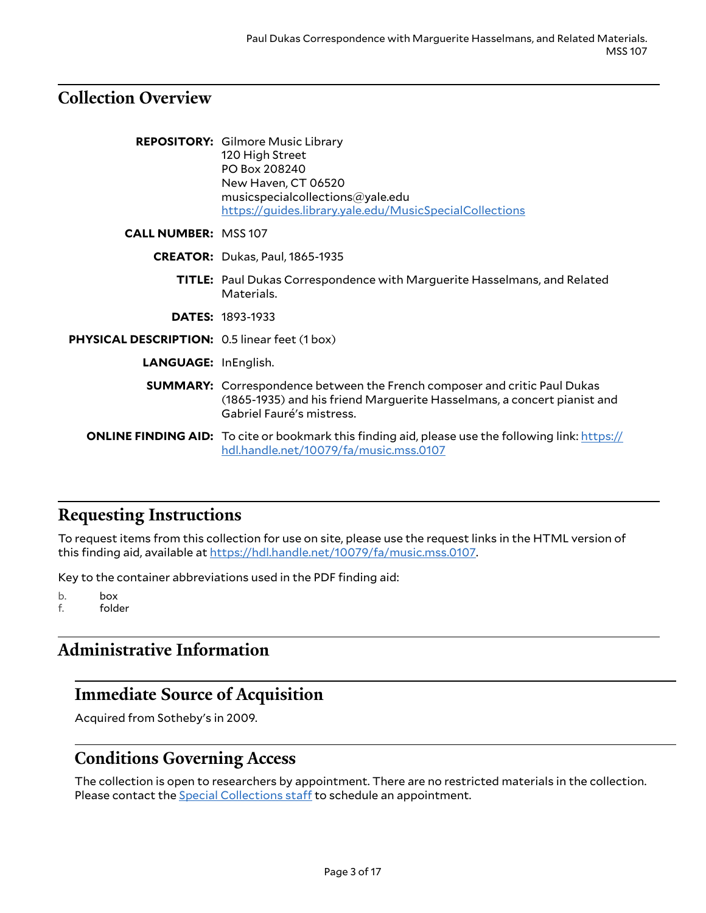## Collection Overview

**REPOSITORY:** Gilmore Music Library
120 High Street
PO Box 208240
New Haven, CT 06520
musicspecialcollections@yale.edu
https://guides.library.yale.edu/MusicSpecialCollections

**CALL NUMBER:** MSS 107

**CREATOR:** Dukas, Paul, 1865-1935

**TITLE:** Paul Dukas Correspondence with Marguerite Hasselmans, and Related Materials.

**DATES:** 1893-1933

**PHYSICAL DESCRIPTION:** 0.5 linear feet (1 box)

**LANGUAGE:** InEnglish.

**SUMMARY:** Correspondence between the French composer and critic Paul Dukas (1865-1935) and his friend Marguerite Hasselmans, a concert pianist and Gabriel Fauré's mistress.

**ONLINE FINDING AID:** To cite or bookmark this finding aid, please use the following link: https://hdl.handle.net/10079/fa/music.mss.0107

## Requesting Instructions

To request items from this collection for use on site, please use the request links in the HTML version of this finding aid, available at https://hdl.handle.net/10079/fa/music.mss.0107.

Key to the container abbreviations used in the PDF finding aid:

b. box
f. folder

## Administrative Information

### Immediate Source of Acquisition

Acquired from Sotheby's in 2009.

### Conditions Governing Access

The collection is open to researchers by appointment. There are no restricted materials in the collection. Please contact the Special Collections staff to schedule an appointment.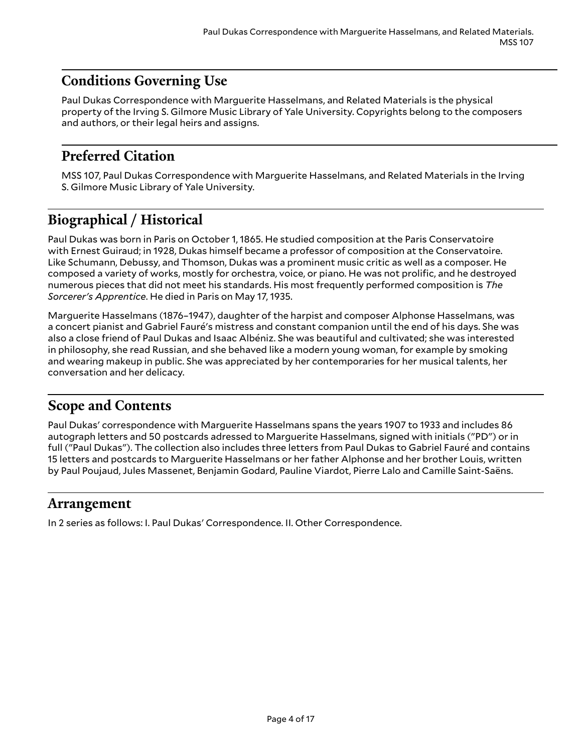## Conditions Governing Use

Paul Dukas Correspondence with Marguerite Hasselmans, and Related Materials is the physical property of the Irving S. Gilmore Music Library of Yale University. Copyrights belong to the composers and authors, or their legal heirs and assigns.

## Preferred Citation

MSS 107, Paul Dukas Correspondence with Marguerite Hasselmans, and Related Materials in the Irving S. Gilmore Music Library of Yale University.

# Biographical / Historical

Paul Dukas was born in Paris on October 1, 1865. He studied composition at the Paris Conservatoire with Ernest Guiraud; in 1928, Dukas himself became a professor of composition at the Conservatoire. Like Schumann, Debussy, and Thomson, Dukas was a prominent music critic as well as a composer. He composed a variety of works, mostly for orchestra, voice, or piano. He was not prolific, and he destroyed numerous pieces that did not meet his standards. His most frequently performed composition is *The Sorcerer's Apprentice*. He died in Paris on May 17, 1935.

Marguerite Hasselmans (1876–1947), daughter of the harpist and composer Alphonse Hasselmans, was a concert pianist and Gabriel Fauré's mistress and constant companion until the end of his days. She was also a close friend of Paul Dukas and Isaac Albéniz. She was beautiful and cultivated; she was interested in philosophy, she read Russian, and she behaved like a modern young woman, for example by smoking and wearing makeup in public. She was appreciated by her contemporaries for her musical talents, her conversation and her delicacy.

# Scope and Contents

Paul Dukas' correspondence with Marguerite Hasselmans spans the years 1907 to 1933 and includes 86 autograph letters and 50 postcards adressed to Marguerite Hasselmans, signed with initials ("PD") or in full ("Paul Dukas"). The collection also includes three letters from Paul Dukas to Gabriel Fauré and contains 15 letters and postcards to Marguerite Hasselmans or her father Alphonse and her brother Louis, written by Paul Poujaud, Jules Massenet, Benjamin Godard, Pauline Viardot, Pierre Lalo and Camille Saint-Saëns.

# Arrangement

In 2 series as follows: I. Paul Dukas' Correspondence. II. Other Correspondence.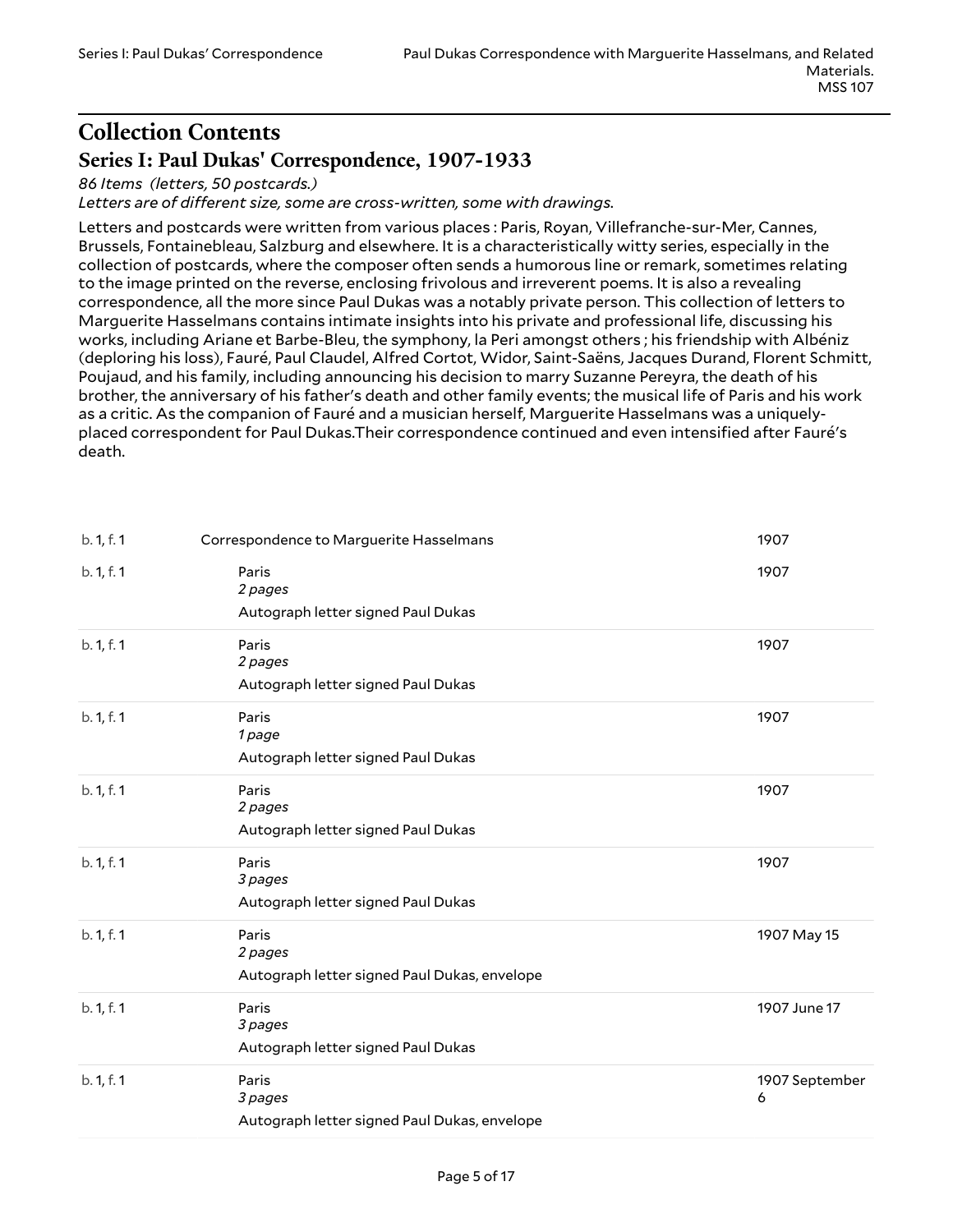## Collection Contents

### Series I: Paul Dukas' Correspondence, 1907-1933

*86 Items (letters, 50 postcards.)*

*Letters are of different size, some are cross-written, some with drawings.*

Letters and postcards were written from various places : Paris, Royan, Villefranche-sur-Mer, Cannes, Brussels, Fontainebleau, Salzburg and elsewhere. It is a characteristically witty series, especially in the collection of postcards, where the composer often sends a humorous line or remark, sometimes relating to the image printed on the reverse, enclosing frivolous and irreverent poems. It is also a revealing correspondence, all the more since Paul Dukas was a notably private person. This collection of letters to Marguerite Hasselmans contains intimate insights into his private and professional life, discussing his works, including Ariane et Barbe-Bleu, the symphony, la Peri amongst others ; his friendship with Albéniz (deploring his loss), Fauré, Paul Claudel, Alfred Cortot, Widor, Saint-Saëns, Jacques Durand, Florent Schmitt, Poujaud, and his family, including announcing his decision to marry Suzanne Pereyra, the death of his brother, the anniversary of his father's death and other family events; the musical life of Paris and his work as a critic. As the companion of Fauré and a musician herself, Marguerite Hasselmans was a uniquely-placed correspondent for Paul Dukas.Their correspondence continued and even intensified after Fauré's death.

| | | |
|---|---|---|
| b. 1, f. 1 | Correspondence to Marguerite Hasselmans | 1907 |
| b. 1, f. 1 | Paris<br>*2 pages*<br>Autograph letter signed Paul Dukas | 1907 |
| b. 1, f. 1 | Paris<br>*2 pages*<br>Autograph letter signed Paul Dukas | 1907 |
| b. 1, f. 1 | Paris<br>*1 page*<br>Autograph letter signed Paul Dukas | 1907 |
| b. 1, f. 1 | Paris<br>*2 pages*<br>Autograph letter signed Paul Dukas | 1907 |
| b. 1, f. 1 | Paris<br>*3 pages*<br>Autograph letter signed Paul Dukas | 1907 |
| b. 1, f. 1 | Paris<br>*2 pages*<br>Autograph letter signed Paul Dukas, envelope | 1907 May 15 |
| b. 1, f. 1 | Paris<br>*3 pages*<br>Autograph letter signed Paul Dukas | 1907 June 17 |
| b. 1, f. 1 | Paris<br>*3 pages*<br>Autograph letter signed Paul Dukas, envelope | 1907 September 6 |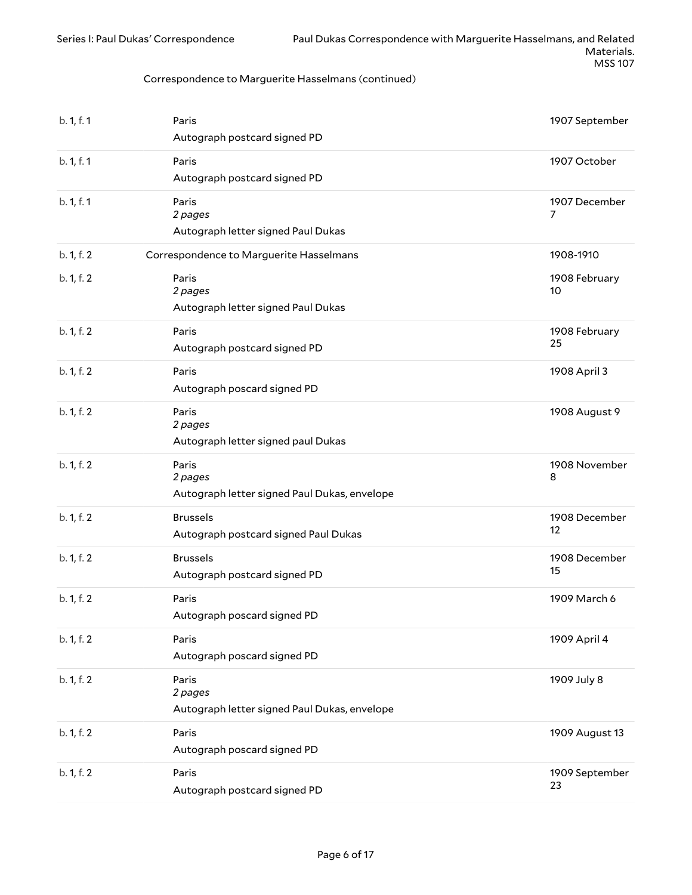Correspondence to Marguerite Hasselmans (continued)

| | | |
|---|---|---|
| b. 1, f. 1 | Paris<br>Autograph postcard signed PD | 1907 September |
| b. 1, f. 1 | Paris<br>Autograph postcard signed PD | 1907 October |
| b. 1, f. 1 | Paris<br>*2 pages*<br>Autograph letter signed Paul Dukas | 1907 December 7 |
| b. 1, f. 2 | Correspondence to Marguerite Hasselmans | 1908-1910 |
| b. 1, f. 2 | Paris<br>*2 pages*<br>Autograph letter signed Paul Dukas | 1908 February 10 |
| b. 1, f. 2 | Paris<br>Autograph postcard signed PD | 1908 February 25 |
| b. 1, f. 2 | Paris<br>Autograph poscard signed PD | 1908 April 3 |
| b. 1, f. 2 | Paris<br>*2 pages*<br>Autograph letter signed paul Dukas | 1908 August 9 |
| b. 1, f. 2 | Paris<br>*2 pages*<br>Autograph letter signed Paul Dukas, envelope | 1908 November 8 |
| b. 1, f. 2 | Brussels<br>Autograph postcard signed Paul Dukas | 1908 December 12 |
| b. 1, f. 2 | Brussels<br>Autograph postcard signed PD | 1908 December 15 |
| b. 1, f. 2 | Paris<br>Autograph poscard signed PD | 1909 March 6 |
| b. 1, f. 2 | Paris<br>Autograph poscard signed PD | 1909 April 4 |
| b. 1, f. 2 | Paris<br>*2 pages*<br>Autograph letter signed Paul Dukas, envelope | 1909 July 8 |
| b. 1, f. 2 | Paris<br>Autograph poscard signed PD | 1909 August 13 |
| b. 1, f. 2 | Paris<br>Autograph postcard signed PD | 1909 September 23 |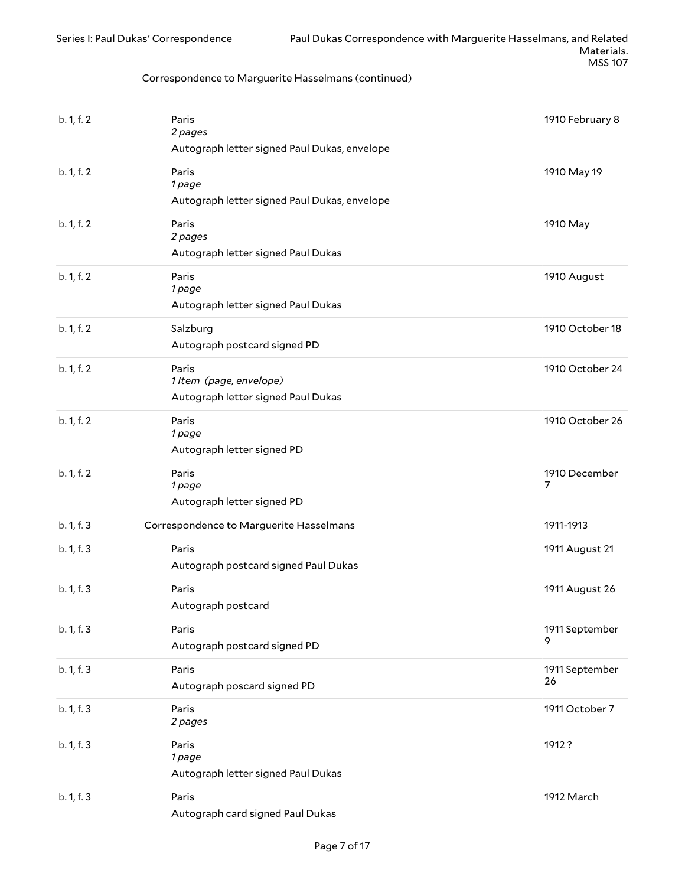Correspondence to Marguerite Hasselmans (continued)

| | | |
|---|---|---|
| b. 1, f. 2 | Paris<br>*2 pages*<br>Autograph letter signed Paul Dukas, envelope | 1910 February 8 |
| b. 1, f. 2 | Paris<br>*1 page*<br>Autograph letter signed Paul Dukas, envelope | 1910 May 19 |
| b. 1, f. 2 | Paris<br>*2 pages*<br>Autograph letter signed Paul Dukas | 1910 May |
| b. 1, f. 2 | Paris<br>*1 page*<br>Autograph letter signed Paul Dukas | 1910 August |
| b. 1, f. 2 | Salzburg<br>Autograph postcard signed PD | 1910 October 18 |
| b. 1, f. 2 | Paris<br>*1 Item (page, envelope)*<br>Autograph letter signed Paul Dukas | 1910 October 24 |
| b. 1, f. 2 | Paris<br>*1 page*<br>Autograph letter signed PD | 1910 October 26 |
| b. 1, f. 2 | Paris<br>*1 page*<br>Autograph letter signed PD | 1910 December 7 |
| b. 1, f. 3 | Correspondence to Marguerite Hasselmans | 1911-1913 |
| b. 1, f. 3 | Paris<br>Autograph postcard signed Paul Dukas | 1911 August 21 |
| b. 1, f. 3 | Paris<br>Autograph postcard | 1911 August 26 |
| b. 1, f. 3 | Paris<br>Autograph postcard signed PD | 1911 September 9 |
| b. 1, f. 3 | Paris<br>Autograph poscard signed PD | 1911 September 26 |
| b. 1, f. 3 | Paris<br>*2 pages* | 1911 October 7 |
| b. 1, f. 3 | Paris<br>*1 page*<br>Autograph letter signed Paul Dukas | 1912 ? |
| b. 1, f. 3 | Paris<br>Autograph card signed Paul Dukas | 1912 March |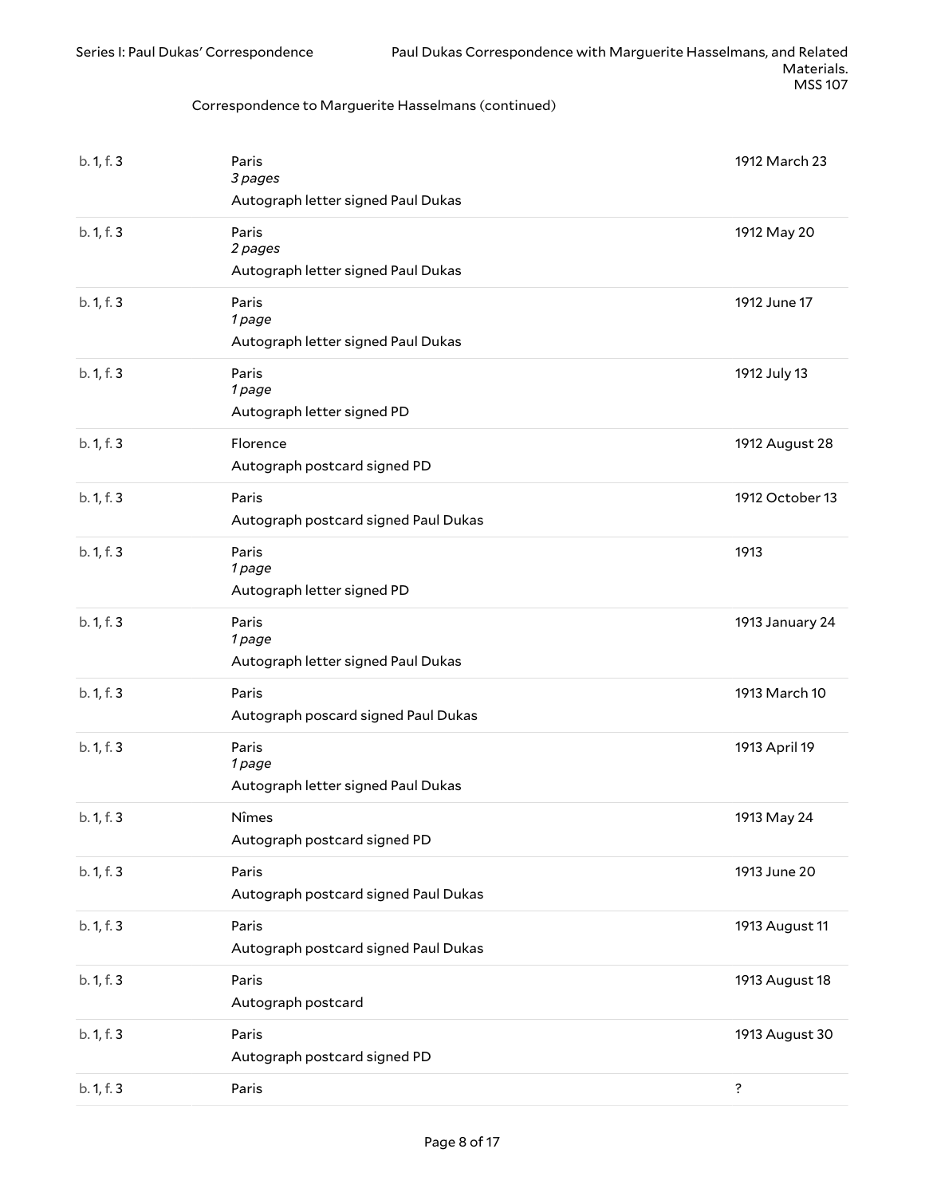Correspondence to Marguerite Hasselmans (continued)

| | | |
|---|---|---|
| b. 1, f. 3 | Paris<br>*3 pages*<br>Autograph letter signed Paul Dukas | 1912 March 23 |
| b. 1, f. 3 | Paris<br>*2 pages*<br>Autograph letter signed Paul Dukas | 1912 May 20 |
| b. 1, f. 3 | Paris<br>*1 page*<br>Autograph letter signed Paul Dukas | 1912 June 17 |
| b. 1, f. 3 | Paris<br>*1 page*<br>Autograph letter signed PD | 1912 July 13 |
| b. 1, f. 3 | Florence<br>Autograph postcard signed PD | 1912 August 28 |
| b. 1, f. 3 | Paris<br>Autograph postcard signed Paul Dukas | 1912 October 13 |
| b. 1, f. 3 | Paris<br>*1 page*<br>Autograph letter signed PD | 1913 |
| b. 1, f. 3 | Paris<br>*1 page*<br>Autograph letter signed Paul Dukas | 1913 January 24 |
| b. 1, f. 3 | Paris<br>Autograph poscard signed Paul Dukas | 1913 March 10 |
| b. 1, f. 3 | Paris<br>*1 page*<br>Autograph letter signed Paul Dukas | 1913 April 19 |
| b. 1, f. 3 | Nîmes<br>Autograph postcard signed PD | 1913 May 24 |
| b. 1, f. 3 | Paris<br>Autograph postcard signed Paul Dukas | 1913 June 20 |
| b. 1, f. 3 | Paris<br>Autograph postcard signed Paul Dukas | 1913 August 11 |
| b. 1, f. 3 | Paris<br>Autograph postcard | 1913 August 18 |
| b. 1, f. 3 | Paris<br>Autograph postcard signed PD | 1913 August 30 |
| b. 1, f. 3 | Paris | ? |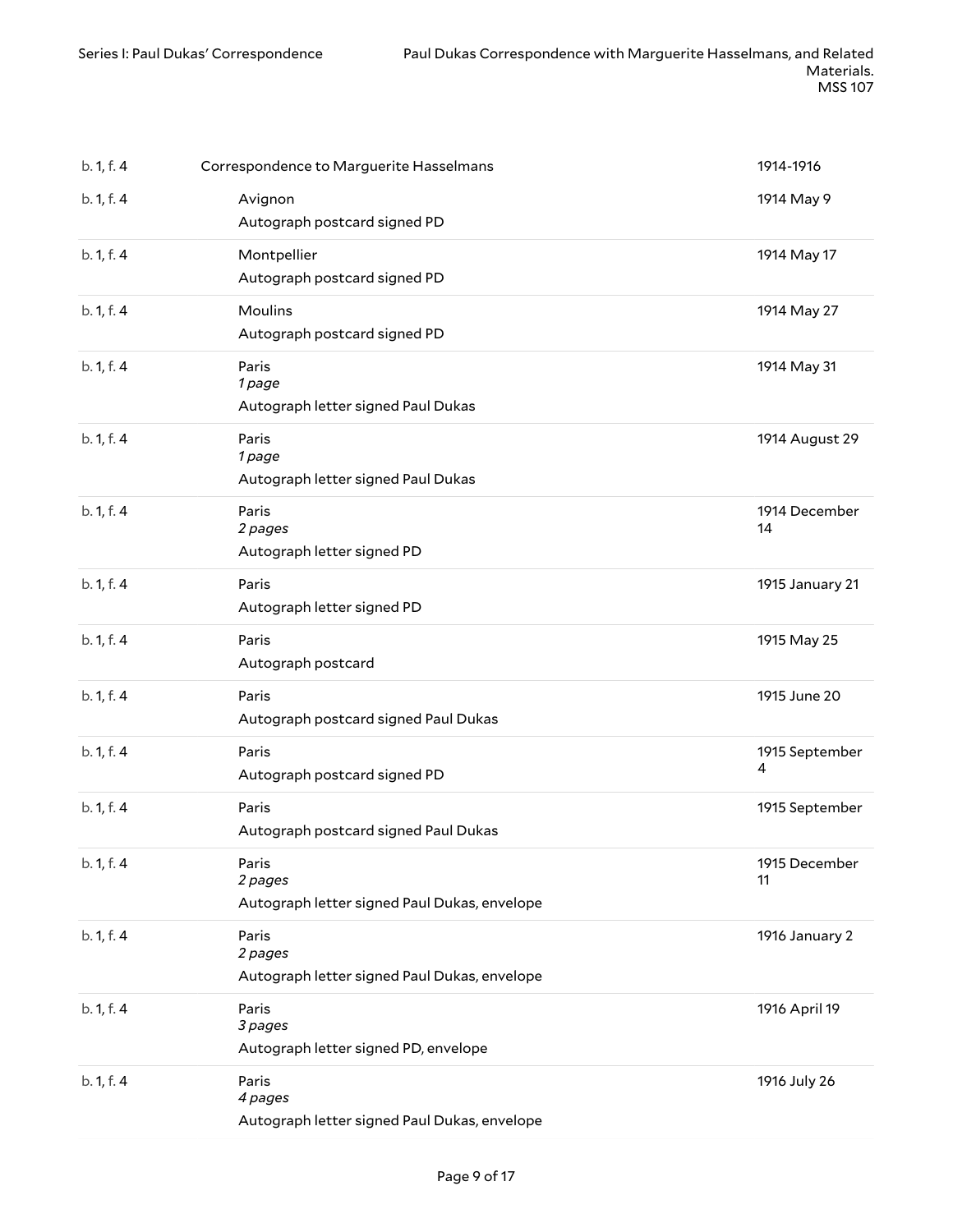| | | |
|---|---|---|
| b. 1, f. 4 | Correspondence to Marguerite Hasselmans | 1914-1916 |
| b. 1, f. 4 | Avignon<br>Autograph postcard signed PD | 1914 May 9 |
| b. 1, f. 4 | Montpellier<br>Autograph postcard signed PD | 1914 May 17 |
| b. 1, f. 4 | Moulins<br>Autograph postcard signed PD | 1914 May 27 |
| b. 1, f. 4 | Paris<br>*1 page*<br>Autograph letter signed Paul Dukas | 1914 May 31 |
| b. 1, f. 4 | Paris<br>*1 page*<br>Autograph letter signed Paul Dukas | 1914 August 29 |
| b. 1, f. 4 | Paris<br>*2 pages*<br>Autograph letter signed PD | 1914 December 14 |
| b. 1, f. 4 | Paris<br>Autograph letter signed PD | 1915 January 21 |
| b. 1, f. 4 | Paris<br>Autograph postcard | 1915 May 25 |
| b. 1, f. 4 | Paris<br>Autograph postcard signed Paul Dukas | 1915 June 20 |
| b. 1, f. 4 | Paris<br>Autograph postcard signed PD | 1915 September 4 |
| b. 1, f. 4 | Paris<br>Autograph postcard signed Paul Dukas | 1915 September |
| b. 1, f. 4 | Paris<br>*2 pages*<br>Autograph letter signed Paul Dukas, envelope | 1915 December 11 |
| b. 1, f. 4 | Paris<br>*2 pages*<br>Autograph letter signed Paul Dukas, envelope | 1916 January 2 |
| b. 1, f. 4 | Paris<br>*3 pages*<br>Autograph letter signed PD, envelope | 1916 April 19 |
| b. 1, f. 4 | Paris<br>*4 pages*<br>Autograph letter signed Paul Dukas, envelope | 1916 July 26 |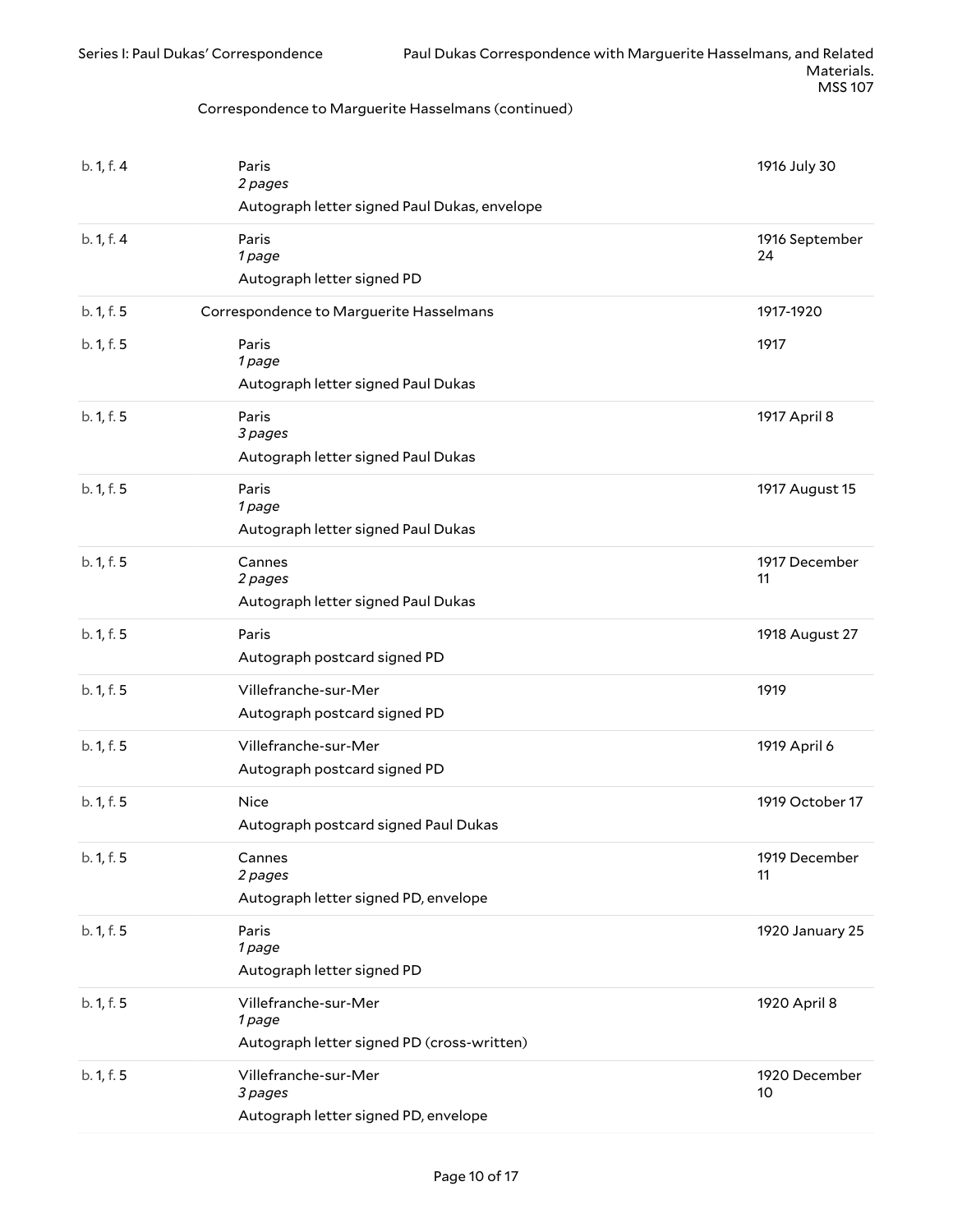Correspondence to Marguerite Hasselmans (continued)

| | | |
|---|---|---|
| b. 1, f. 4 | Paris<br>*2 pages*<br>Autograph letter signed Paul Dukas, envelope | 1916 July 30 |
| b. 1, f. 4 | Paris<br>*1 page*<br>Autograph letter signed PD | 1916 September 24 |
| b. 1, f. 5 | Correspondence to Marguerite Hasselmans | 1917-1920 |
| b. 1, f. 5 | Paris<br>*1 page*<br>Autograph letter signed Paul Dukas | 1917 |
| b. 1, f. 5 | Paris<br>*3 pages*<br>Autograph letter signed Paul Dukas | 1917 April 8 |
| b. 1, f. 5 | Paris<br>*1 page*<br>Autograph letter signed Paul Dukas | 1917 August 15 |
| b. 1, f. 5 | Cannes<br>*2 pages*<br>Autograph letter signed Paul Dukas | 1917 December 11 |
| b. 1, f. 5 | Paris<br>Autograph postcard signed PD | 1918 August 27 |
| b. 1, f. 5 | Villefranche-sur-Mer<br>Autograph postcard signed PD | 1919 |
| b. 1, f. 5 | Villefranche-sur-Mer<br>Autograph postcard signed PD | 1919 April 6 |
| b. 1, f. 5 | Nice<br>Autograph postcard signed Paul Dukas | 1919 October 17 |
| b. 1, f. 5 | Cannes<br>*2 pages*<br>Autograph letter signed PD, envelope | 1919 December 11 |
| b. 1, f. 5 | Paris<br>*1 page*<br>Autograph letter signed PD | 1920 January 25 |
| b. 1, f. 5 | Villefranche-sur-Mer<br>*1 page*<br>Autograph letter signed PD (cross-written) | 1920 April 8 |
| b. 1, f. 5 | Villefranche-sur-Mer<br>*3 pages*<br>Autograph letter signed PD, envelope | 1920 December 10 |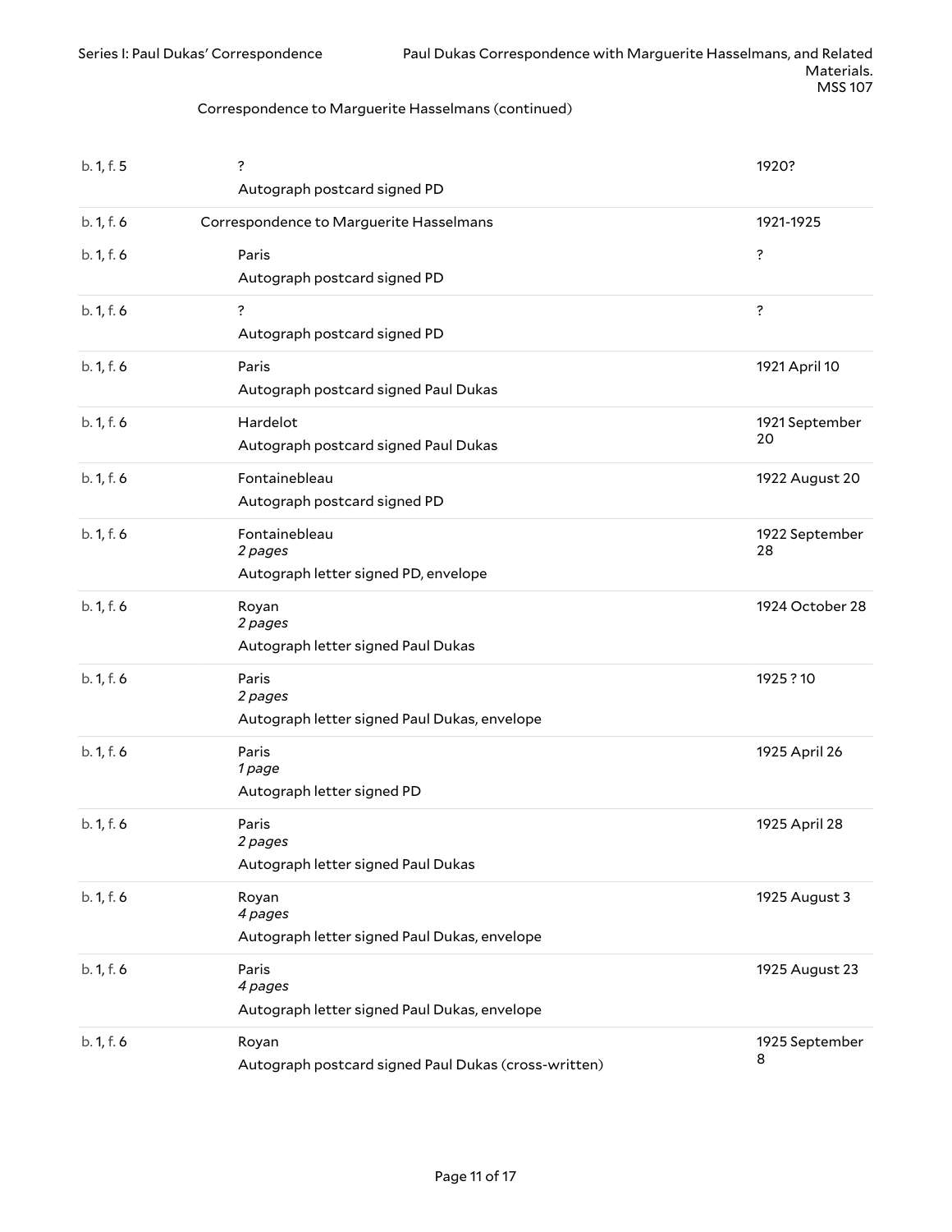Correspondence to Marguerite Hasselmans (continued)

| | | |
|---|---|---|
| b. 1, f. 5 | ?<br>Autograph postcard signed PD | 1920? |
| b. 1, f. 6 | Correspondence to Marguerite Hasselmans | 1921-1925 |
| b. 1, f. 6 | Paris<br>Autograph postcard signed PD | ? |
| b. 1, f. 6 | ?<br>Autograph postcard signed PD | ? |
| b. 1, f. 6 | Paris<br>Autograph postcard signed Paul Dukas | 1921 April 10 |
| b. 1, f. 6 | Hardelot<br>Autograph postcard signed Paul Dukas | 1921 September 20 |
| b. 1, f. 6 | Fontainebleau<br>Autograph postcard signed PD | 1922 August 20 |
| b. 1, f. 6 | Fontainebleau<br>*2 pages*<br>Autograph letter signed PD, envelope | 1922 September 28 |
| b. 1, f. 6 | Royan<br>*2 pages*<br>Autograph letter signed Paul Dukas | 1924 October 28 |
| b. 1, f. 6 | Paris<br>*2 pages*<br>Autograph letter signed Paul Dukas, envelope | 1925 ? 10 |
| b. 1, f. 6 | Paris<br>*1 page*<br>Autograph letter signed PD | 1925 April 26 |
| b. 1, f. 6 | Paris<br>*2 pages*<br>Autograph letter signed Paul Dukas | 1925 April 28 |
| b. 1, f. 6 | Royan<br>*4 pages*<br>Autograph letter signed Paul Dukas, envelope | 1925 August 3 |
| b. 1, f. 6 | Paris<br>*4 pages*<br>Autograph letter signed Paul Dukas, envelope | 1925 August 23 |
| b. 1, f. 6 | Royan<br>Autograph postcard signed Paul Dukas (cross-written) | 1925 September 8 |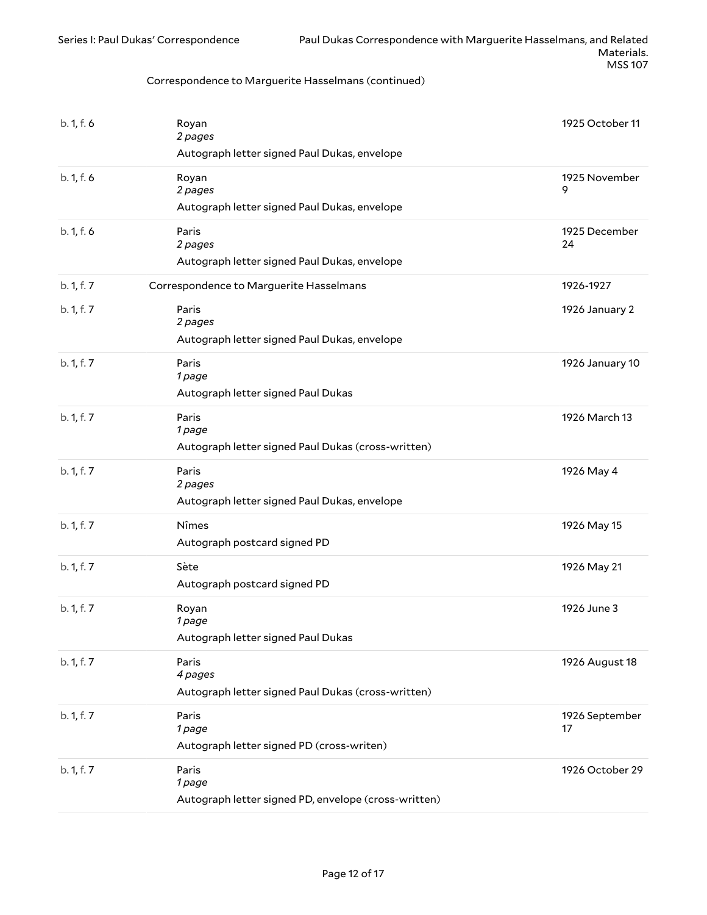Correspondence to Marguerite Hasselmans (continued)

| | | |
|---|---|---|
| b. 1, f. 6 | Royan<br>*2 pages*<br>Autograph letter signed Paul Dukas, envelope | 1925 October 11 |
| b. 1, f. 6 | Royan<br>*2 pages*<br>Autograph letter signed Paul Dukas, envelope | 1925 November 9 |
| b. 1, f. 6 | Paris<br>*2 pages*<br>Autograph letter signed Paul Dukas, envelope | 1925 December 24 |
| b. 1, f. 7 | Correspondence to Marguerite Hasselmans | 1926-1927 |
| b. 1, f. 7 | Paris<br>*2 pages*<br>Autograph letter signed Paul Dukas, envelope | 1926 January 2 |
| b. 1, f. 7 | Paris<br>*1 page*<br>Autograph letter signed Paul Dukas | 1926 January 10 |
| b. 1, f. 7 | Paris<br>*1 page*<br>Autograph letter signed Paul Dukas (cross-written) | 1926 March 13 |
| b. 1, f. 7 | Paris<br>*2 pages*<br>Autograph letter signed Paul Dukas, envelope | 1926 May 4 |
| b. 1, f. 7 | Nîmes<br>Autograph postcard signed PD | 1926 May 15 |
| b. 1, f. 7 | Sète<br>Autograph postcard signed PD | 1926 May 21 |
| b. 1, f. 7 | Royan<br>*1 page*<br>Autograph letter signed Paul Dukas | 1926 June 3 |
| b. 1, f. 7 | Paris<br>*4 pages*<br>Autograph letter signed Paul Dukas (cross-written) | 1926 August 18 |
| b. 1, f. 7 | Paris<br>*1 page*<br>Autograph letter signed PD (cross-writen) | 1926 September 17 |
| b. 1, f. 7 | Paris<br>*1 page*<br>Autograph letter signed PD, envelope (cross-written) | 1926 October 29 |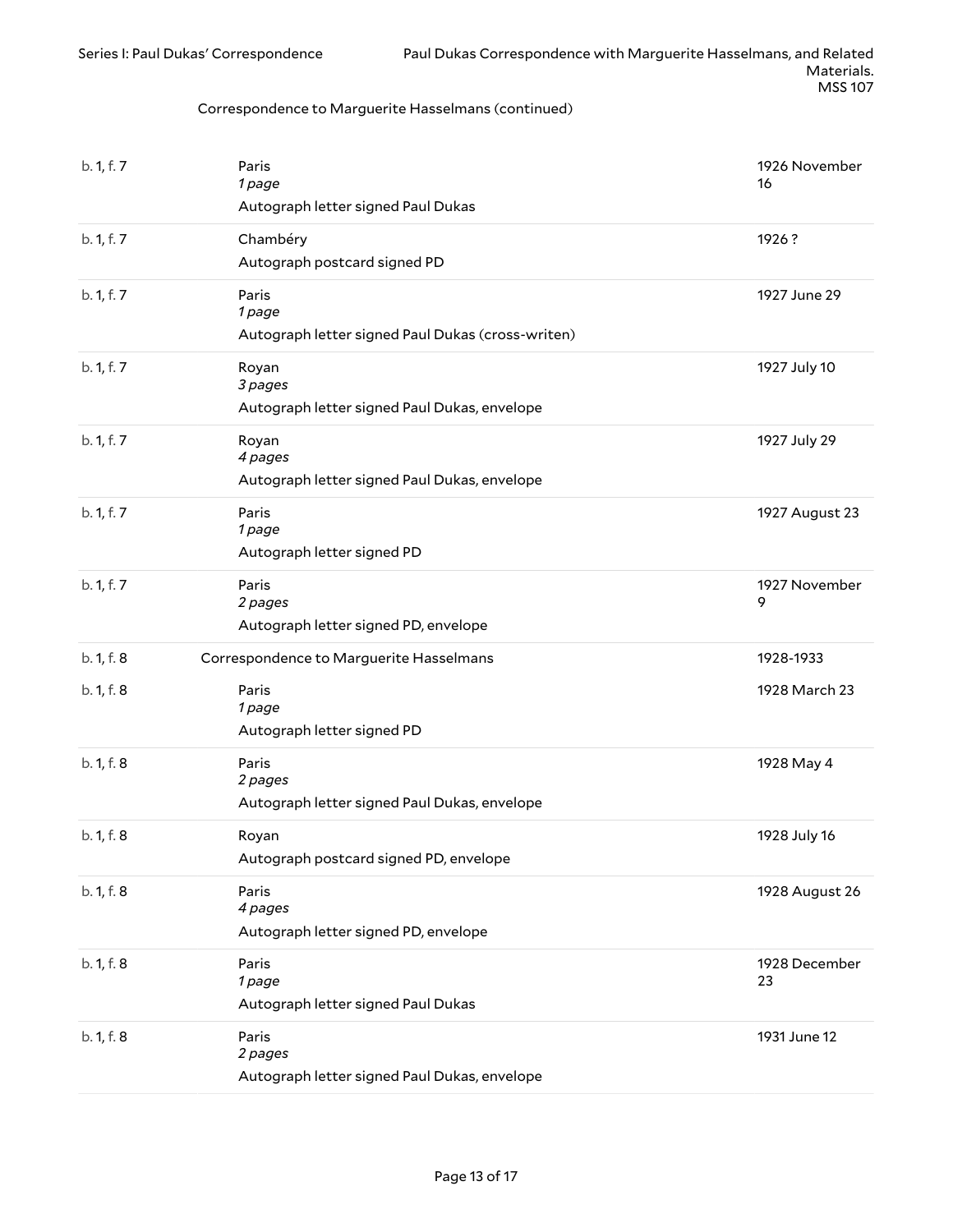Correspondence to Marguerite Hasselmans (continued)

| | | |
|---|---|---|
| b. 1, f. 7 | Paris<br>*1 page*<br>Autograph letter signed Paul Dukas | 1926 November 16 |
| b. 1, f. 7 | Chambéry<br>Autograph postcard signed PD | 1926 ? |
| b. 1, f. 7 | Paris<br>*1 page*<br>Autograph letter signed Paul Dukas (cross-writen) | 1927 June 29 |
| b. 1, f. 7 | Royan<br>*3 pages*<br>Autograph letter signed Paul Dukas, envelope | 1927 July 10 |
| b. 1, f. 7 | Royan<br>*4 pages*<br>Autograph letter signed Paul Dukas, envelope | 1927 July 29 |
| b. 1, f. 7 | Paris<br>*1 page*<br>Autograph letter signed PD | 1927 August 23 |
| b. 1, f. 7 | Paris<br>*2 pages*<br>Autograph letter signed PD, envelope | 1927 November 9 |
| b. 1, f. 8 | Correspondence to Marguerite Hasselmans | 1928-1933 |
| b. 1, f. 8 | Paris<br>*1 page*<br>Autograph letter signed PD | 1928 March 23 |
| b. 1, f. 8 | Paris<br>*2 pages*<br>Autograph letter signed Paul Dukas, envelope | 1928 May 4 |
| b. 1, f. 8 | Royan<br>Autograph postcard signed PD, envelope | 1928 July 16 |
| b. 1, f. 8 | Paris<br>*4 pages*<br>Autograph letter signed PD, envelope | 1928 August 26 |
| b. 1, f. 8 | Paris<br>*1 page*<br>Autograph letter signed Paul Dukas | 1928 December 23 |
| b. 1, f. 8 | Paris<br>*2 pages*<br>Autograph letter signed Paul Dukas, envelope | 1931 June 12 |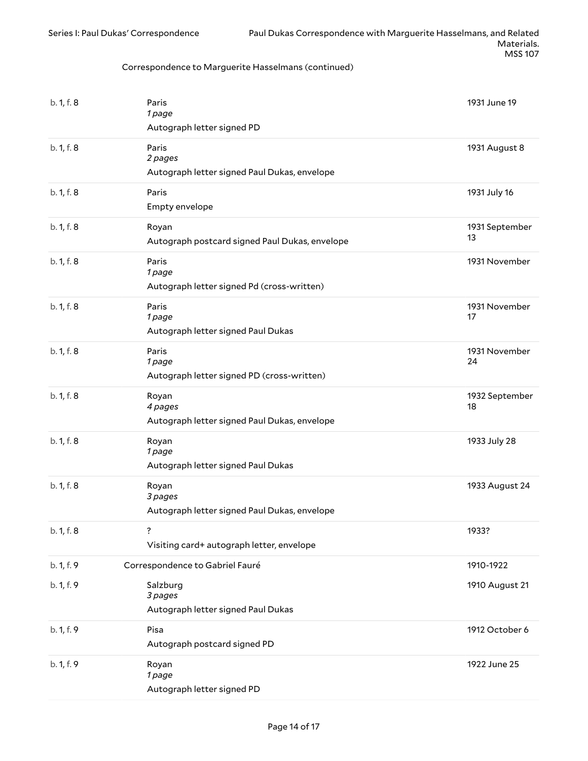Correspondence to Marguerite Hasselmans (continued)

| | | |
|---|---|---|
| b. 1, f. 8 | Paris<br>*1 page*<br>Autograph letter signed PD | 1931 June 19 |
| b. 1, f. 8 | Paris<br>*2 pages*<br>Autograph letter signed Paul Dukas, envelope | 1931 August 8 |
| b. 1, f. 8 | Paris<br>Empty envelope | 1931 July 16 |
| b. 1, f. 8 | Royan<br>Autograph postcard signed Paul Dukas, envelope | 1931 September 13 |
| b. 1, f. 8 | Paris<br>*1 page*<br>Autograph letter signed Pd (cross-written) | 1931 November |
| b. 1, f. 8 | Paris<br>*1 page*<br>Autograph letter signed Paul Dukas | 1931 November 17 |
| b. 1, f. 8 | Paris<br>*1 page*<br>Autograph letter signed PD (cross-written) | 1931 November 24 |
| b. 1, f. 8 | Royan<br>*4 pages*<br>Autograph letter signed Paul Dukas, envelope | 1932 September 18 |
| b. 1, f. 8 | Royan<br>*1 page*<br>Autograph letter signed Paul Dukas | 1933 July 28 |
| b. 1, f. 8 | Royan<br>*3 pages*<br>Autograph letter signed Paul Dukas, envelope | 1933 August 24 |
| b. 1, f. 8 | ?<br>Visiting card+ autograph letter, envelope | 1933? |
| b. 1, f. 9 | Correspondence to Gabriel Fauré | 1910-1922 |
| b. 1, f. 9 | Salzburg<br>*3 pages*<br>Autograph letter signed Paul Dukas | 1910 August 21 |
| b. 1, f. 9 | Pisa<br>Autograph postcard signed PD | 1912 October 6 |
| b. 1, f. 9 | Royan<br>*1 page*<br>Autograph letter signed PD | 1922 June 25 |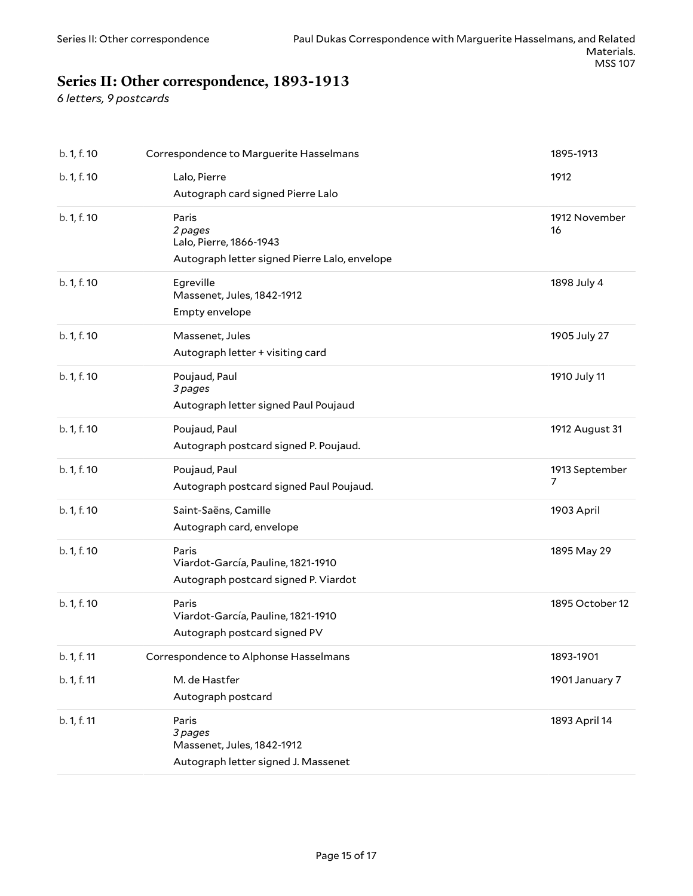## Series II: Other correspondence, 1893-1913

*6 letters, 9 postcards*

| | | |
|---|---|---|
| b. 1, f. 10 | Correspondence to Marguerite Hasselmans | 1895-1913 |
| b. 1, f. 10 | Lalo, Pierre<br>Autograph card signed Pierre Lalo | 1912 |
| b. 1, f. 10 | Paris<br>*2 pages*<br>Lalo, Pierre, 1866-1943<br>Autograph letter signed Pierre Lalo, envelope | 1912 November 16 |
| b. 1, f. 10 | Egreville<br>Massenet, Jules, 1842-1912<br>Empty envelope | 1898 July 4 |
| b. 1, f. 10 | Massenet, Jules<br>Autograph letter + visiting card | 1905 July 27 |
| b. 1, f. 10 | Poujaud, Paul<br>*3 pages*<br>Autograph letter signed Paul Poujaud | 1910 July 11 |
| b. 1, f. 10 | Poujaud, Paul<br>Autograph postcard signed P. Poujaud. | 1912 August 31 |
| b. 1, f. 10 | Poujaud, Paul<br>Autograph postcard signed Paul Poujaud. | 1913 September 7 |
| b. 1, f. 10 | Saint-Saëns, Camille<br>Autograph card, envelope | 1903 April |
| b. 1, f. 10 | Paris<br>Viardot-García, Pauline, 1821-1910<br>Autograph postcard signed P. Viardot | 1895 May 29 |
| b. 1, f. 10 | Paris<br>Viardot-García, Pauline, 1821-1910<br>Autograph postcard signed PV | 1895 October 12 |
| b. 1, f. 11 | Correspondence to Alphonse Hasselmans | 1893-1901 |
| b. 1, f. 11 | M. de Hastfer<br>Autograph postcard | 1901 January 7 |
| b. 1, f. 11 | Paris<br>*3 pages*<br>Massenet, Jules, 1842-1912<br>Autograph letter signed J. Massenet | 1893 April 14 |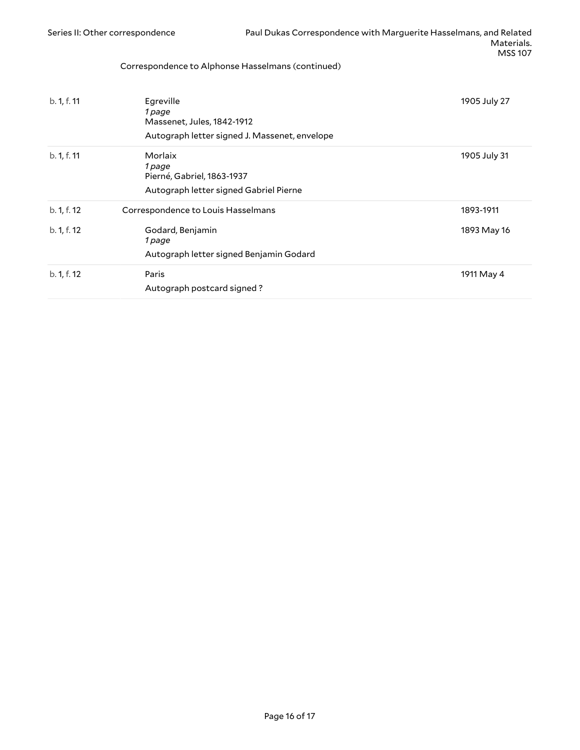Correspondence to Alphonse Hasselmans (continued)

| | | |
|---|---|---|
| b. 1, f. 11 | Egreville<br>*1 page*<br>Massenet, Jules, 1842-1912<br>Autograph letter signed J. Massenet, envelope | 1905 July 27 |
| b. 1, f. 11 | Morlaix<br>*1 page*<br>Pierné, Gabriel, 1863-1937<br>Autograph letter signed Gabriel Pierne | 1905 July 31 |
| b. 1, f. 12 | Correspondence to Louis Hasselmans | 1893-1911 |
| b. 1, f. 12 | Godard, Benjamin<br>*1 page*<br>Autograph letter signed Benjamin Godard | 1893 May 16 |
| b. 1, f. 12 | Paris<br>Autograph postcard signed ? | 1911 May 4 |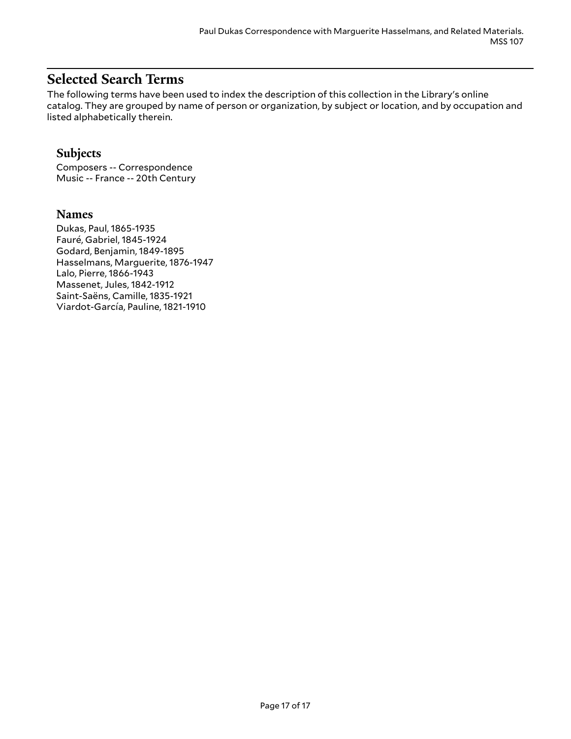## Selected Search Terms

The following terms have been used to index the description of this collection in the Library's online catalog. They are grouped by name of person or organization, by subject or location, and by occupation and listed alphabetically therein.

### Subjects

Composers -- Correspondence
Music -- France -- 20th Century

### Names

Dukas, Paul, 1865-1935
Fauré, Gabriel, 1845-1924
Godard, Benjamin, 1849-1895
Hasselmans, Marguerite, 1876-1947
Lalo, Pierre, 1866-1943
Massenet, Jules, 1842-1912
Saint-Saëns, Camille, 1835-1921
Viardot-García, Pauline, 1821-1910